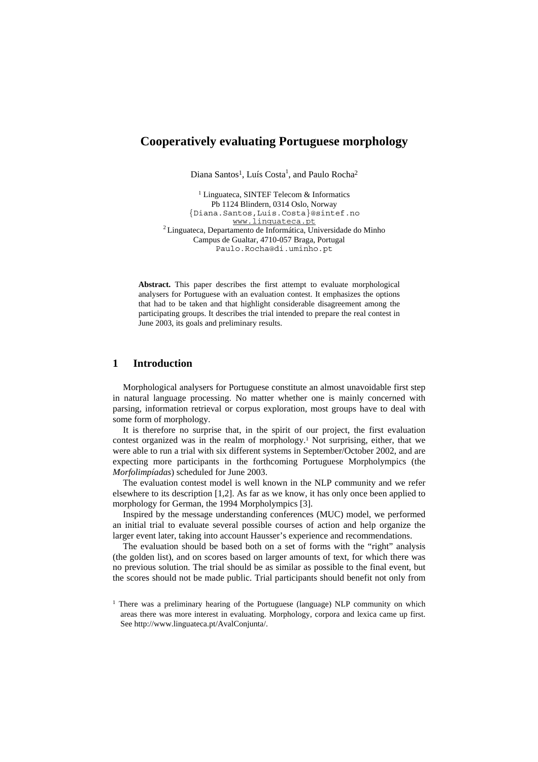# Cooperatively evaluating Portuguese morphology

Diana Santos[1], Luís Costa[1], and Paulo Rocha[2]

[1] Linguateca, SINTEF Telecom & Informatics
Pb 1124 Blindern, 0314 Oslo, Norway
{Diana.Santos,Luis.Costa}@sintef.no
www.linguateca.pt
[2] Linguateca, Departamento de Informática, Universidade do Minho
Campus de Gualtar, 4710-057 Braga, Portugal
Paulo.Rocha@di.uminho.pt

**Abstract.** This paper describes the first attempt to evaluate morphological analysers for Portuguese with an evaluation contest. It emphasizes the options that had to be taken and that highlight considerable disagreement among the participating groups. It describes the trial intended to prepare the real contest in June 2003, its goals and preliminary results.

## 1 Introduction

Morphological analysers for Portuguese constitute an almost unavoidable first step in natural language processing. No matter whether one is mainly concerned with parsing, information retrieval or corpus exploration, most groups have to deal with some form of morphology.

It is therefore no surprise that, in the spirit of our project, the first evaluation contest organized was in the realm of morphology.[1] Not surprising, either, that we were able to run a trial with six different systems in September/October 2002, and are expecting more participants in the forthcoming Portuguese Morpholympics (the *Morfolimpíadas*) scheduled for June 2003.

The evaluation contest model is well known in the NLP community and we refer elsewhere to its description [1,2]. As far as we know, it has only once been applied to morphology for German, the 1994 Morpholympics [3].

Inspired by the message understanding conferences (MUC) model, we performed an initial trial to evaluate several possible courses of action and help organize the larger event later, taking into account Hausser's experience and recommendations.

The evaluation should be based both on a set of forms with the "right" analysis (the golden list), and on scores based on larger amounts of text, for which there was no previous solution. The trial should be as similar as possible to the final event, but the scores should not be made public. Trial participants should benefit not only from

[1] There was a preliminary hearing of the Portuguese (language) NLP community on which areas there was more interest in evaluating. Morphology, corpora and lexica came up first. See http://www.linguateca.pt/AvalConjunta/.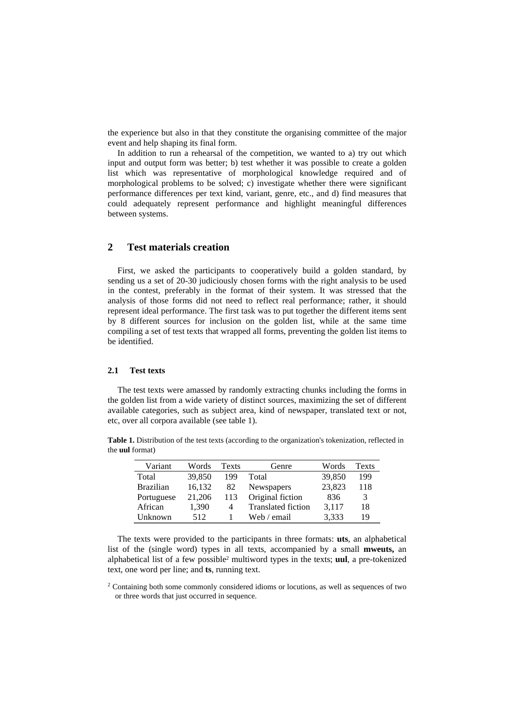the experience but also in that they constitute the organising committee of the major event and help shaping its final form.

In addition to run a rehearsal of the competition, we wanted to a) try out which input and output form was better; b) test whether it was possible to create a golden list which was representative of morphological knowledge required and of morphological problems to be solved; c) investigate whether there were significant performance differences per text kind, variant, genre, etc., and d) find measures that could adequately represent performance and highlight meaningful differences between systems.

## 2 Test materials creation

First, we asked the participants to cooperatively build a golden standard, by sending us a set of 20-30 judiciously chosen forms with the right analysis to be used in the contest, preferably in the format of their system. It was stressed that the analysis of those forms did not need to reflect real performance; rather, it should represent ideal performance. The first task was to put together the different items sent by 8 different sources for inclusion on the golden list, while at the same time compiling a set of test texts that wrapped all forms, preventing the golden list items to be identified.

### 2.1 Test texts

The test texts were amassed by randomly extracting chunks including the forms in the golden list from a wide variety of distinct sources, maximizing the set of different available categories, such as subject area, kind of newspaper, translated text or not, etc, over all corpora available (see table 1).

**Table 1.** Distribution of the test texts (according to the organization's tokenization, reflected in the **uul** format)

| Variant | Words | Texts | Genre | Words | Texts |
|---|---|---|---|---|---|
| Total | 39,850 | 199 | Total | 39,850 | 199 |
| Brazilian | 16,132 | 82 | Newspapers | 23,823 | 118 |
| Portuguese | 21,206 | 113 | Original fiction | 836 | 3 |
| African | 1,390 | 4 | Translated fiction | 3,117 | 18 |
| Unknown | 512 | 1 | Web / email | 3,333 | 19 |

The texts were provided to the participants in three formats: **uts**, an alphabetical list of the (single word) types in all texts, accompanied by a small **mweuts,** an alphabetical list of a few possible[2] multiword types in the texts; **uul**, a pre-tokenized text, one word per line; and **ts**, running text.

[2] Containing both some commonly considered idioms or locutions, as well as sequences of two or three words that just occurred in sequence.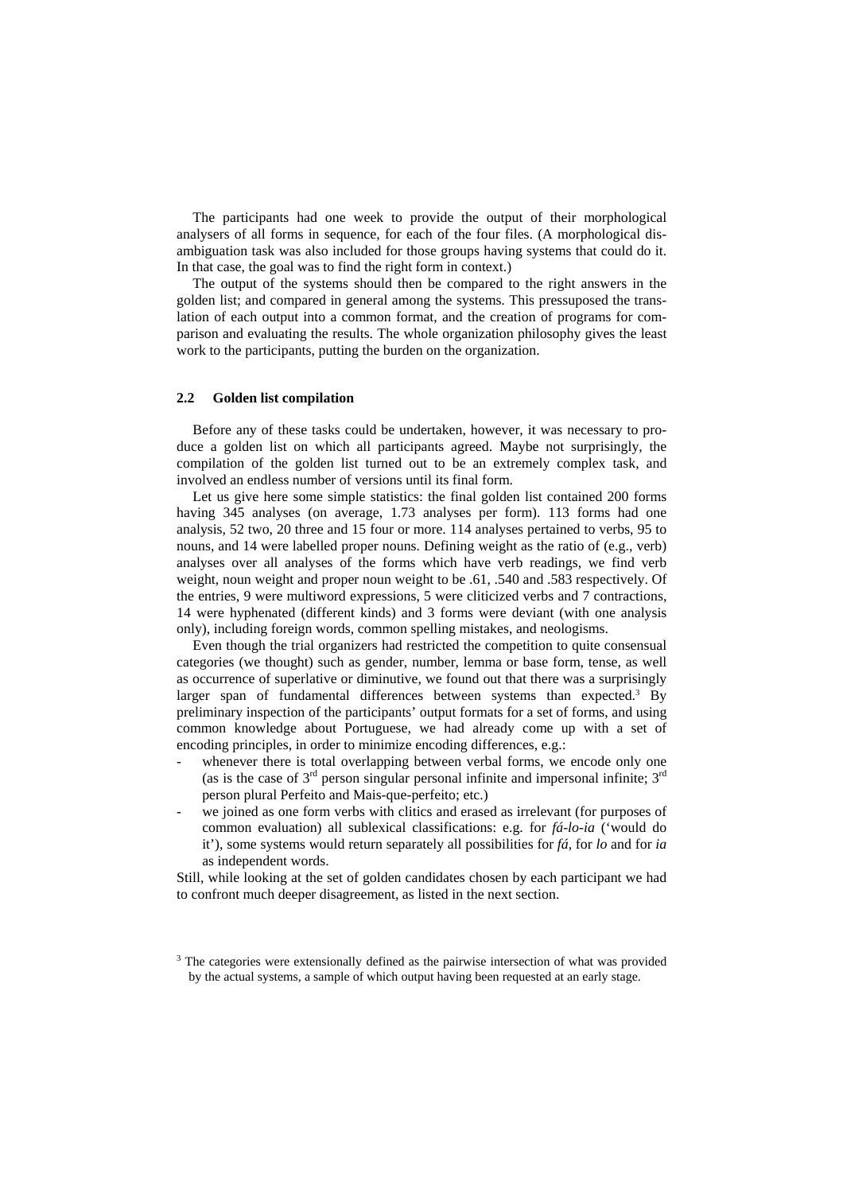The participants had one week to provide the output of their morphological analysers of all forms in sequence, for each of the four files. (A morphological disambiguation task was also included for those groups having systems that could do it. In that case, the goal was to find the right form in context.)

The output of the systems should then be compared to the right answers in the golden list; and compared in general among the systems. This pressuposed the translation of each output into a common format, and the creation of programs for comparison and evaluating the results. The whole organization philosophy gives the least work to the participants, putting the burden on the organization.

### 2.2 Golden list compilation

Before any of these tasks could be undertaken, however, it was necessary to produce a golden list on which all participants agreed. Maybe not surprisingly, the compilation of the golden list turned out to be an extremely complex task, and involved an endless number of versions until its final form.

Let us give here some simple statistics: the final golden list contained 200 forms having 345 analyses (on average, 1.73 analyses per form). 113 forms had one analysis, 52 two, 20 three and 15 four or more. 114 analyses pertained to verbs, 95 to nouns, and 14 were labelled proper nouns. Defining weight as the ratio of (e.g., verb) analyses over all analyses of the forms which have verb readings, we find verb weight, noun weight and proper noun weight to be .61, .540 and .583 respectively. Of the entries, 9 were multiword expressions, 5 were cliticized verbs and 7 contractions, 14 were hyphenated (different kinds) and 3 forms were deviant (with one analysis only), including foreign words, common spelling mistakes, and neologisms.

Even though the trial organizers had restricted the competition to quite consensual categories (we thought) such as gender, number, lemma or base form, tense, as well as occurrence of superlative or diminutive, we found out that there was a surprisingly larger span of fundamental differences between systems than expected.[3] By preliminary inspection of the participants' output formats for a set of forms, and using common knowledge about Portuguese, we had already come up with a set of encoding principles, in order to minimize encoding differences, e.g.:

- whenever there is total overlapping between verbal forms, we encode only one (as is the case of 3rd person singular personal infinite and impersonal infinite; 3rd person plural Perfeito and Mais-que-perfeito; etc.)
- we joined as one form verbs with clitics and erased as irrelevant (for purposes of common evaluation) all sublexical classifications: e.g. for *fá-lo-ia* ('would do it'), some systems would return separately all possibilities for *fá*, for *lo* and for *ia* as independent words.

Still, while looking at the set of golden candidates chosen by each participant we had to confront much deeper disagreement, as listed in the next section.

[3] The categories were extensionally defined as the pairwise intersection of what was provided by the actual systems, a sample of which output having been requested at an early stage.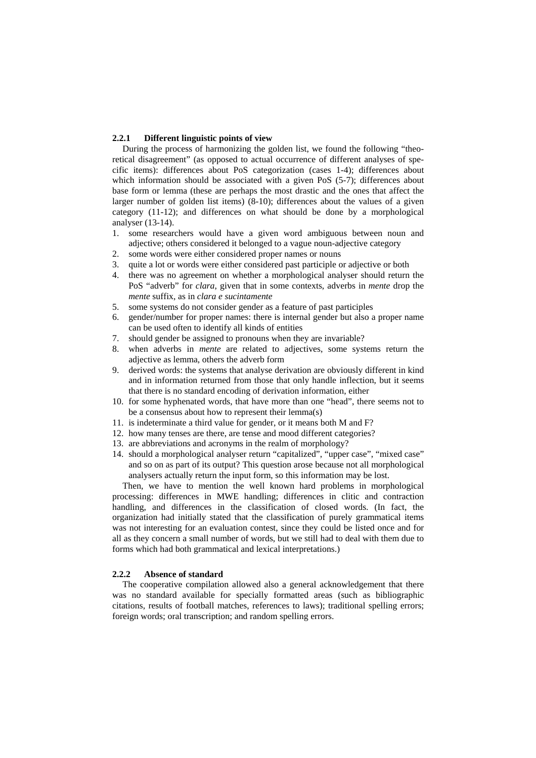### 2.2.1 Different linguistic points of view

During the process of harmonizing the golden list, we found the following "theoretical disagreement" (as opposed to actual occurrence of different analyses of specific items): differences about PoS categorization (cases 1-4); differences about which information should be associated with a given PoS (5-7); differences about base form or lemma (these are perhaps the most drastic and the ones that affect the larger number of golden list items) (8-10); differences about the values of a given category (11-12); and differences on what should be done by a morphological analyser (13-14).

1. some researchers would have a given word ambiguous between noun and adjective; others considered it belonged to a vague noun-adjective category
2. some words were either considered proper names or nouns
3. quite a lot or words were either considered past participle or adjective or both
4. there was no agreement on whether a morphological analyser should return the PoS "adverb" for *clara*, given that in some contexts, adverbs in *mente* drop the *mente* suffix, as in *clara e sucintamente*
5. some systems do not consider gender as a feature of past participles
6. gender/number for proper names: there is internal gender but also a proper name can be used often to identify all kinds of entities
7. should gender be assigned to pronouns when they are invariable?
8. when adverbs in *mente* are related to adjectives, some systems return the adjective as lemma, others the adverb form
9. derived words: the systems that analyse derivation are obviously different in kind and in information returned from those that only handle inflection, but it seems that there is no standard encoding of derivation information, either
10. for some hyphenated words, that have more than one "head", there seems not to be a consensus about how to represent their lemma(s)
11. is indeterminate a third value for gender, or it means both M and F?
12. how many tenses are there, are tense and mood different categories?
13. are abbreviations and acronyms in the realm of morphology?
14. should a morphological analyser return "capitalized", "upper case", "mixed case" and so on as part of its output? This question arose because not all morphological analysers actually return the input form, so this information may be lost.

Then, we have to mention the well known hard problems in morphological processing: differences in MWE handling; differences in clitic and contraction handling, and differences in the classification of closed words. (In fact, the organization had initially stated that the classification of purely grammatical items was not interesting for an evaluation contest, since they could be listed once and for all as they concern a small number of words, but we still had to deal with them due to forms which had both grammatical and lexical interpretations.)

### 2.2.2 Absence of standard

The cooperative compilation allowed also a general acknowledgement that there was no standard available for specially formatted areas (such as bibliographic citations, results of football matches, references to laws); traditional spelling errors; foreign words; oral transcription; and random spelling errors.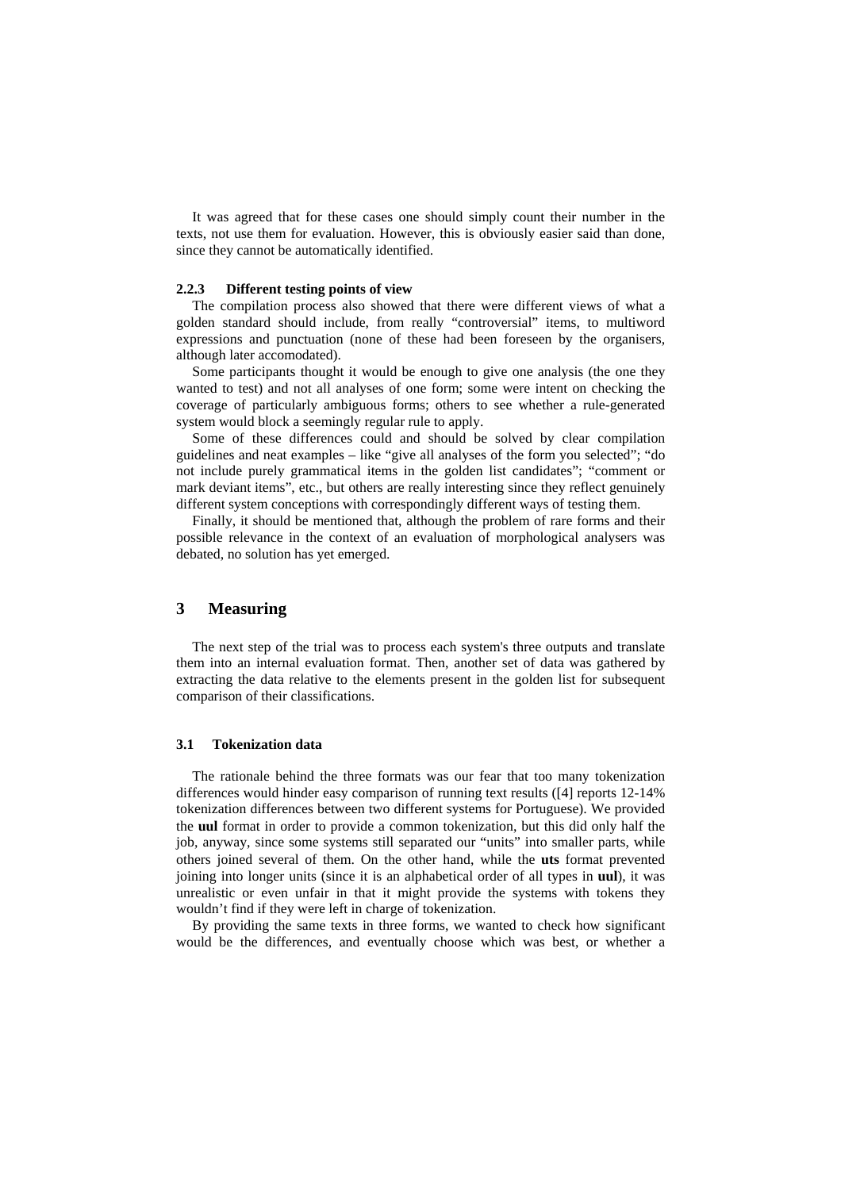It was agreed that for these cases one should simply count their number in the texts, not use them for evaluation. However, this is obviously easier said than done, since they cannot be automatically identified.

#### 2.2.3 Different testing points of view

The compilation process also showed that there were different views of what a golden standard should include, from really "controversial" items, to multiword expressions and punctuation (none of these had been foreseen by the organisers, although later accomodated).

Some participants thought it would be enough to give one analysis (the one they wanted to test) and not all analyses of one form; some were intent on checking the coverage of particularly ambiguous forms; others to see whether a rule-generated system would block a seemingly regular rule to apply.

Some of these differences could and should be solved by clear compilation guidelines and neat examples – like "give all analyses of the form you selected"; "do not include purely grammatical items in the golden list candidates"; "comment or mark deviant items", etc., but others are really interesting since they reflect genuinely different system conceptions with correspondingly different ways of testing them.

Finally, it should be mentioned that, although the problem of rare forms and their possible relevance in the context of an evaluation of morphological analysers was debated, no solution has yet emerged.

## 3 Measuring

The next step of the trial was to process each system's three outputs and translate them into an internal evaluation format. Then, another set of data was gathered by extracting the data relative to the elements present in the golden list for subsequent comparison of their classifications.

### 3.1 Tokenization data

The rationale behind the three formats was our fear that too many tokenization differences would hinder easy comparison of running text results ([4] reports 12-14% tokenization differences between two different systems for Portuguese). We provided the **uul** format in order to provide a common tokenization, but this did only half the job, anyway, since some systems still separated our "units" into smaller parts, while others joined several of them. On the other hand, while the **uts** format prevented joining into longer units (since it is an alphabetical order of all types in **uul**), it was unrealistic or even unfair in that it might provide the systems with tokens they wouldn't find if they were left in charge of tokenization.

By providing the same texts in three forms, we wanted to check how significant would be the differences, and eventually choose which was best, or whether a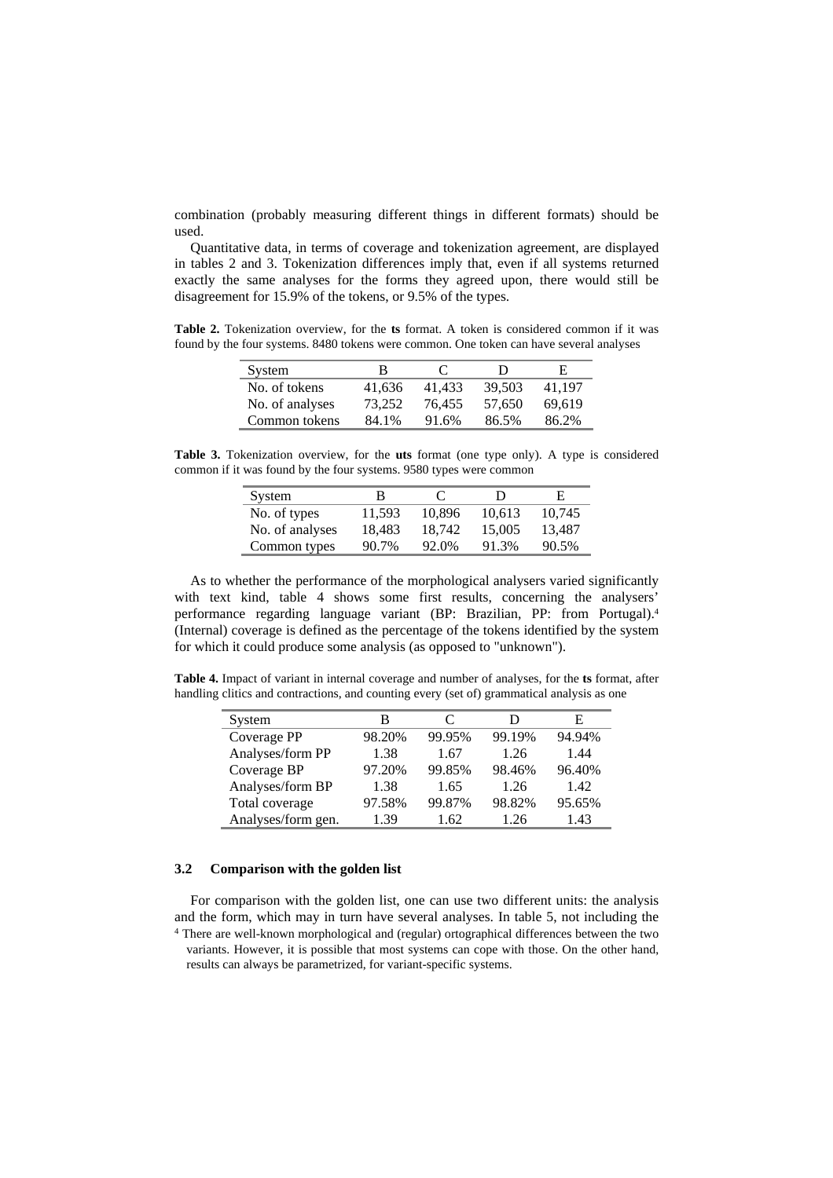combination (probably measuring different things in different formats) should be used.

Quantitative data, in terms of coverage and tokenization agreement, are displayed in tables 2 and 3. Tokenization differences imply that, even if all systems returned exactly the same analyses for the forms they agreed upon, there would still be disagreement for 15.9% of the tokens, or 9.5% of the types.

**Table 2.** Tokenization overview, for the **ts** format. A token is considered common if it was found by the four systems. 8480 tokens were common. One token can have several analyses

| System | B | C | D | E |
|---|---|---|---|---|
| No. of tokens | 41,636 | 41,433 | 39,503 | 41,197 |
| No. of analyses | 73,252 | 76,455 | 57,650 | 69,619 |
| Common tokens | 84.1% | 91.6% | 86.5% | 86.2% |

**Table 3.** Tokenization overview, for the **uts** format (one type only). A type is considered common if it was found by the four systems. 9580 types were common

| System | B | C | D | E |
|---|---|---|---|---|
| No. of types | 11,593 | 10,896 | 10,613 | 10,745 |
| No. of analyses | 18,483 | 18,742 | 15,005 | 13,487 |
| Common types | 90.7% | 92.0% | 91.3% | 90.5% |

As to whether the performance of the morphological analysers varied significantly with text kind, table 4 shows some first results, concerning the analysers' performance regarding language variant (BP: Brazilian, PP: from Portugal).[4] (Internal) coverage is defined as the percentage of the tokens identified by the system for which it could produce some analysis (as opposed to "unknown").

**Table 4.** Impact of variant in internal coverage and number of analyses, for the **ts** format, after handling clitics and contractions, and counting every (set of) grammatical analysis as one

| System | B | C | D | E |
|---|---|---|---|---|
| Coverage PP | 98.20% | 99.95% | 99.19% | 94.94% |
| Analyses/form PP | 1.38 | 1.67 | 1.26 | 1.44 |
| Coverage BP | 97.20% | 99.85% | 98.46% | 96.40% |
| Analyses/form BP | 1.38 | 1.65 | 1.26 | 1.42 |
| Total coverage | 97.58% | 99.87% | 98.82% | 95.65% |
| Analyses/form gen. | 1.39 | 1.62 | 1.26 | 1.43 |

### 3.2 Comparison with the golden list

For comparison with the golden list, one can use two different units: the analysis and the form, which may in turn have several analyses. In table 5, not including the

[4] There are well-known morphological and (regular) ortographical differences between the two variants. However, it is possible that most systems can cope with those. On the other hand, results can always be parametrized, for variant-specific systems.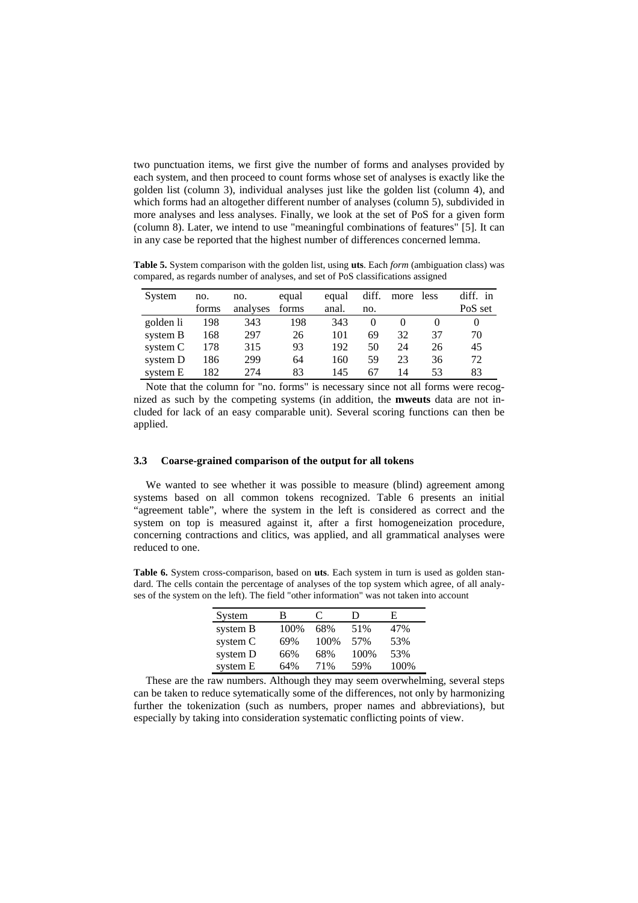two punctuation items, we first give the number of forms and analyses provided by each system, and then proceed to count forms whose set of analyses is exactly like the golden list (column 3), individual analyses just like the golden list (column 4), and which forms had an altogether different number of analyses (column 5), subdivided in more analyses and less analyses. Finally, we look at the set of PoS for a given form (column 8). Later, we intend to use "meaningful combinations of features" [5]. It can in any case be reported that the highest number of differences concerned lemma.

**Table 5.** System comparison with the golden list, using **uts**. Each *form* (ambiguation class) was compared, as regards number of analyses, and set of PoS classifications assigned

| System | no. forms | no. analyses | equal forms | equal anal. | diff. no. | more | less | diff. in PoS set |
|---|---|---|---|---|---|---|---|---|
| golden li | 198 | 343 | 198 | 343 | 0 | 0 | 0 | 0 |
| system B | 168 | 297 | 26 | 101 | 69 | 32 | 37 | 70 |
| system C | 178 | 315 | 93 | 192 | 50 | 24 | 26 | 45 |
| system D | 186 | 299 | 64 | 160 | 59 | 23 | 36 | 72 |
| system E | 182 | 274 | 83 | 145 | 67 | 14 | 53 | 83 |

Note that the column for "no. forms" is necessary since not all forms were recognized as such by the competing systems (in addition, the **mweuts** data are not included for lack of an easy comparable unit). Several scoring functions can then be applied.

### 3.3 Coarse-grained comparison of the output for all tokens

We wanted to see whether it was possible to measure (blind) agreement among systems based on all common tokens recognized. Table 6 presents an initial "agreement table", where the system in the left is considered as correct and the system on top is measured against it, after a first homogeneization procedure, concerning contractions and clitics, was applied, and all grammatical analyses were reduced to one.

**Table 6.** System cross-comparison, based on **uts**. Each system in turn is used as golden standard. The cells contain the percentage of analyses of the top system which agree, of all analyses of the system on the left). The field "other information" was not taken into account

| System | B | C | D | E |
|---|---|---|---|---|
| system B | 100% | 68% | 51% | 47% |
| system C | 69% | 100% | 57% | 53% |
| system D | 66% | 68% | 100% | 53% |
| system E | 64% | 71% | 59% | 100% |

These are the raw numbers. Although they may seem overwhelming, several steps can be taken to reduce sytematically some of the differences, not only by harmonizing further the tokenization (such as numbers, proper names and abbreviations), but especially by taking into consideration systematic conflicting points of view.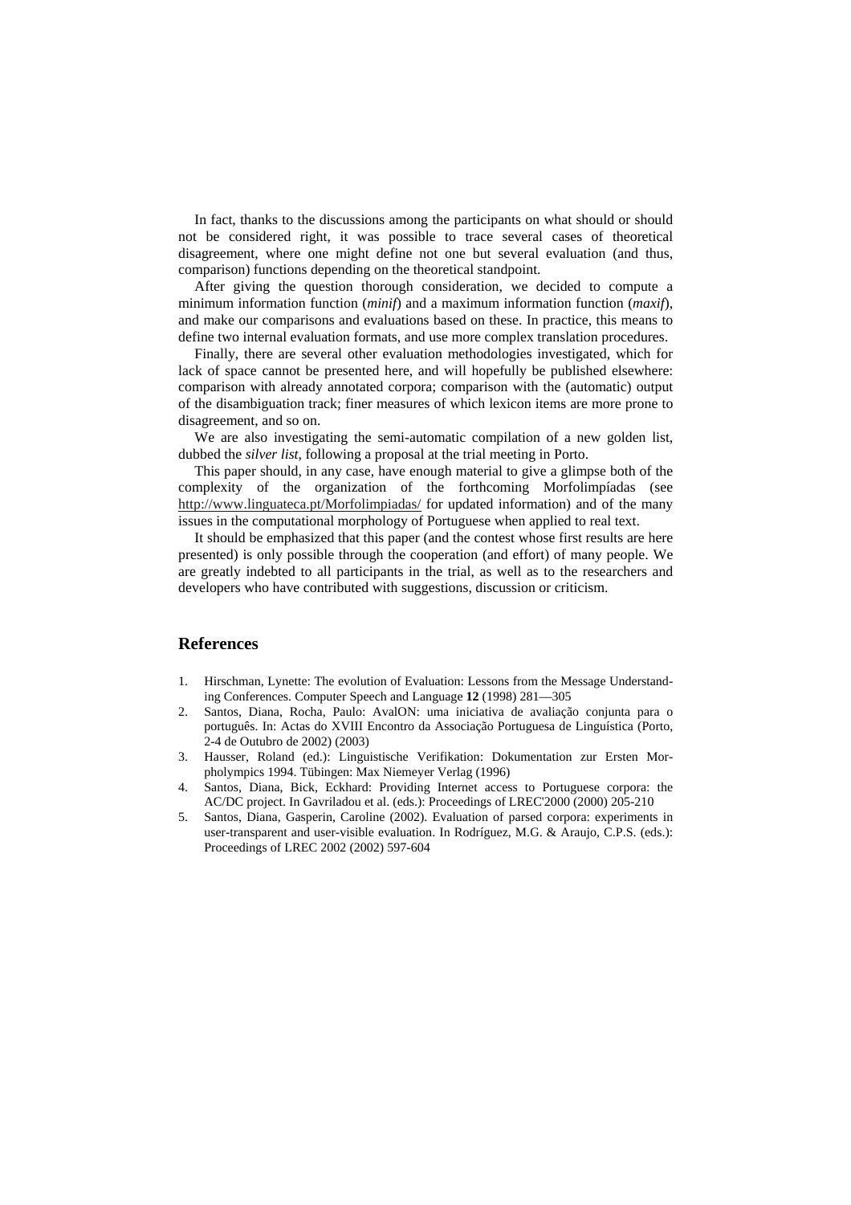In fact, thanks to the discussions among the participants on what should or should not be considered right, it was possible to trace several cases of theoretical disagreement, where one might define not one but several evaluation (and thus, comparison) functions depending on the theoretical standpoint.

After giving the question thorough consideration, we decided to compute a minimum information function (*minif*) and a maximum information function (*maxif*), and make our comparisons and evaluations based on these. In practice, this means to define two internal evaluation formats, and use more complex translation procedures.

Finally, there are several other evaluation methodologies investigated, which for lack of space cannot be presented here, and will hopefully be published elsewhere: comparison with already annotated corpora; comparison with the (automatic) output of the disambiguation track; finer measures of which lexicon items are more prone to disagreement, and so on.

We are also investigating the semi-automatic compilation of a new golden list, dubbed the *silver list*, following a proposal at the trial meeting in Porto.

This paper should, in any case, have enough material to give a glimpse both of the complexity of the organization of the forthcoming Morfolimpíadas (see http://www.linguateca.pt/Morfolimpiadas/ for updated information) and of the many issues in the computational morphology of Portuguese when applied to real text.

It should be emphasized that this paper (and the contest whose first results are here presented) is only possible through the cooperation (and effort) of many people. We are greatly indebted to all participants in the trial, as well as to the researchers and developers who have contributed with suggestions, discussion or criticism.

## References

1. Hirschman, Lynette: The evolution of Evaluation: Lessons from the Message Understanding Conferences. Computer Speech and Language **12** (1998) 281—305
2. Santos, Diana, Rocha, Paulo: AvalON: uma iniciativa de avaliação conjunta para o português. In: Actas do XVIII Encontro da Associação Portuguesa de Linguística (Porto, 2-4 de Outubro de 2002) (2003)
3. Hausser, Roland (ed.): Linguistische Verifikation: Dokumentation zur Ersten Morpholympics 1994. Tübingen: Max Niemeyer Verlag (1996)
4. Santos, Diana, Bick, Eckhard: Providing Internet access to Portuguese corpora: the AC/DC project. In Gavriladou et al. (eds.): Proceedings of LREC'2000 (2000) 205-210
5. Santos, Diana, Gasperin, Caroline (2002). Evaluation of parsed corpora: experiments in user-transparent and user-visible evaluation. In Rodríguez, M.G. & Araujo, C.P.S. (eds.): Proceedings of LREC 2002 (2002) 597-604